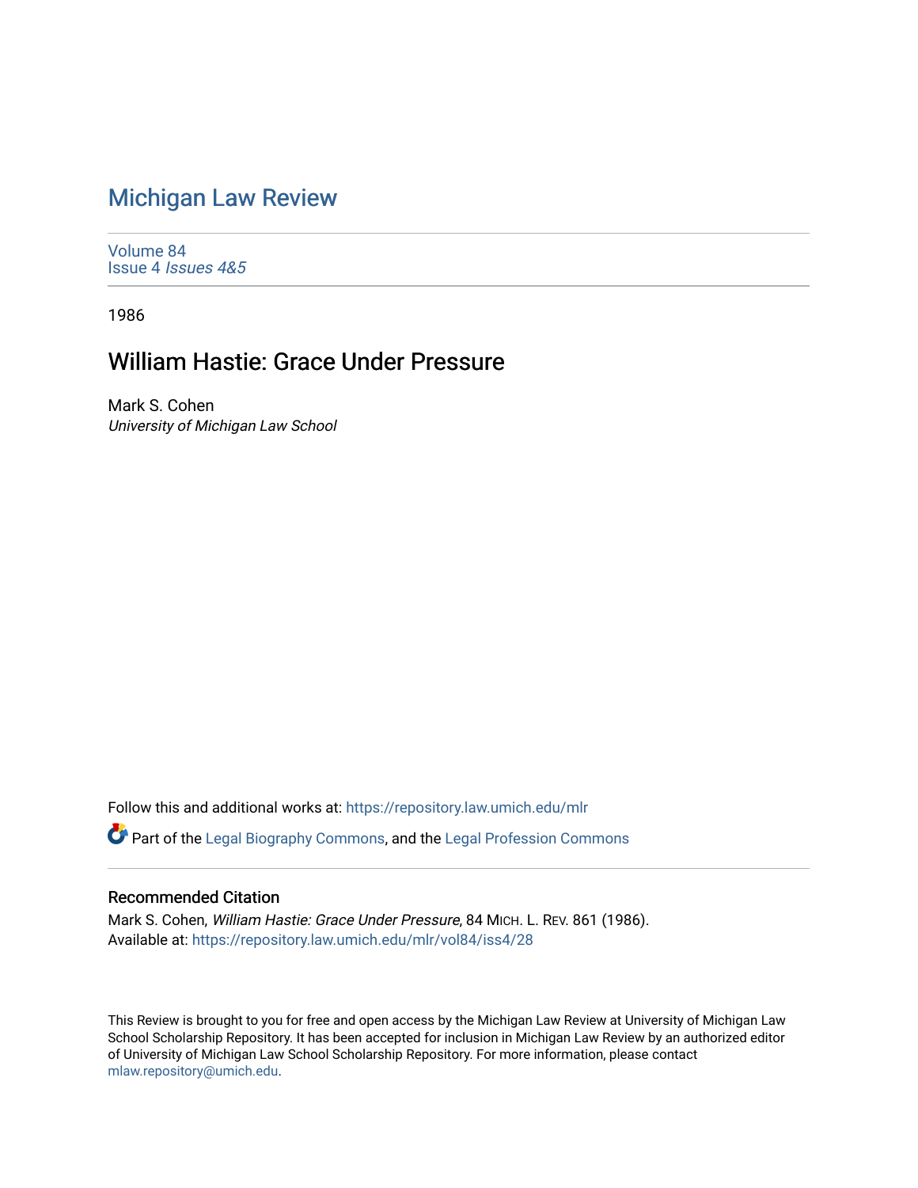# Michigan Law Review

Volume 84
Issue 4 *Issues 4&5*

1986

## William Hastie: Grace Under Pressure

Mark S. Cohen
*University of Michigan Law School*

Follow this and additional works at: https://repository.law.umich.edu/mlr

Part of the Legal Biography Commons, and the Legal Profession Commons

### Recommended Citation

Mark S. Cohen, *William Hastie: Grace Under Pressure*, 84 MICH. L. REV. 861 (1986).
Available at: https://repository.law.umich.edu/mlr/vol84/iss4/28

This Review is brought to you for free and open access by the Michigan Law Review at University of Michigan Law School Scholarship Repository. It has been accepted for inclusion in Michigan Law Review by an authorized editor of University of Michigan Law School Scholarship Repository. For more information, please contact mlaw.repository@umich.edu.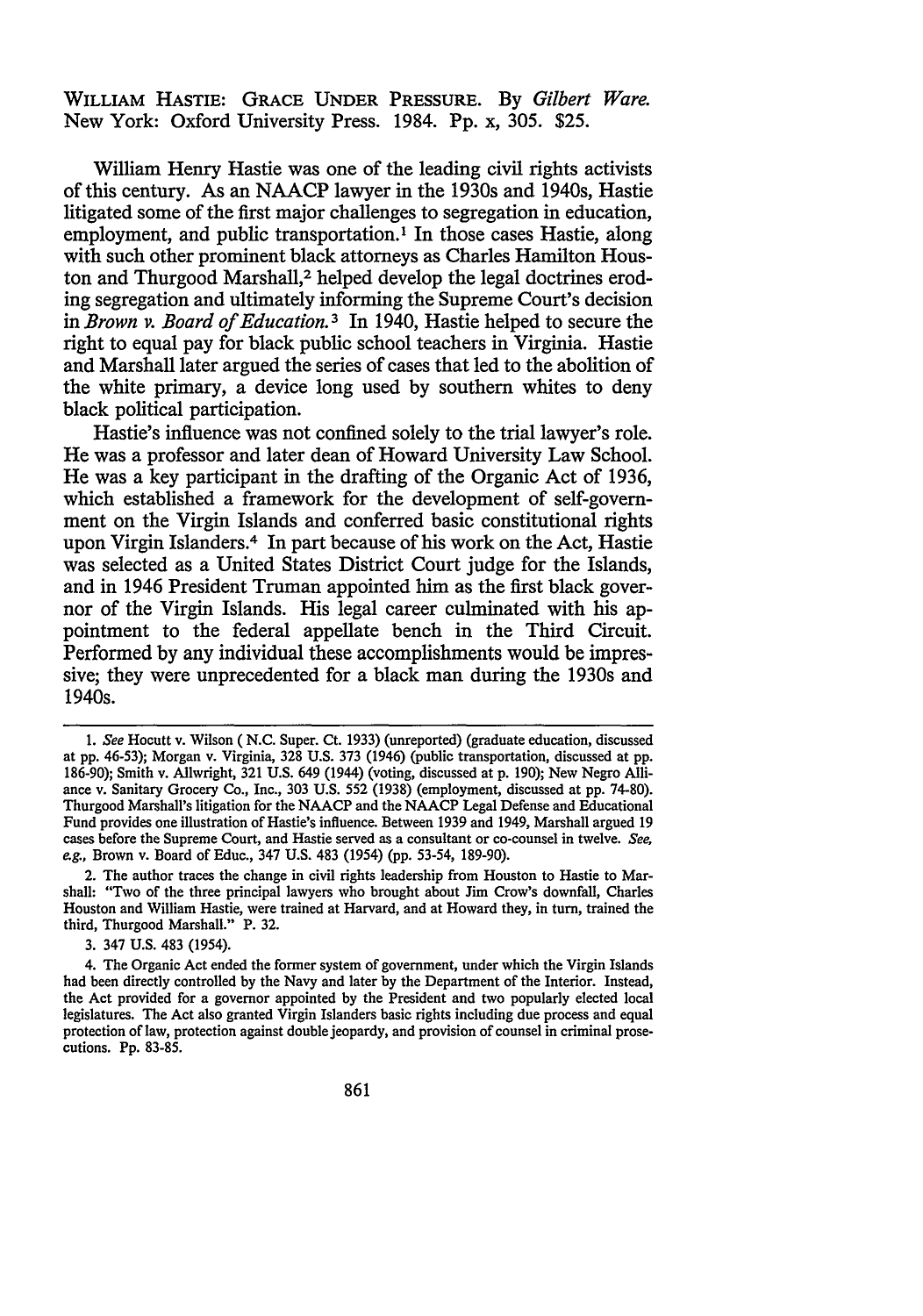WILLIAM HASTIE: GRACE UNDER PRESSURE. By *Gilbert Ware.* New York: Oxford University Press. 1984. Pp. x, 305. $25.

William Henry Hastie was one of the leading civil rights activists of this century. As an NAACP lawyer in the 1930s and 1940s, Hastie litigated some of the first major challenges to segregation in education, employment, and public transportation.[1] In those cases Hastie, along with such other prominent black attorneys as Charles Hamilton Houston and Thurgood Marshall,[2] helped develop the legal doctrines eroding segregation and ultimately informing the Supreme Court's decision in *Brown v. Board of Education.*[3] In 1940, Hastie helped to secure the right to equal pay for black public school teachers in Virginia. Hastie and Marshall later argued the series of cases that led to the abolition of the white primary, a device long used by southern whites to deny black political participation.

Hastie's influence was not confined solely to the trial lawyer's role. He was a professor and later dean of Howard University Law School. He was a key participant in the drafting of the Organic Act of 1936, which established a framework for the development of self-government on the Virgin Islands and conferred basic constitutional rights upon Virgin Islanders.[4] In part because of his work on the Act, Hastie was selected as a United States District Court judge for the Islands, and in 1946 President Truman appointed him as the first black governor of the Virgin Islands. His legal career culminated with his appointment to the federal appellate bench in the Third Circuit. Performed by any individual these accomplishments would be impressive; they were unprecedented for a black man during the 1930s and 1940s.

---

1. *See* Hocutt v. Wilson ( N.C. Super. Ct. 1933) (unreported) (graduate education, discussed at pp. 46-53); Morgan v. Virginia, 328 U.S. 373 (1946) (public transportation, discussed at pp. 186-90); Smith v. Allwright, 321 U.S. 649 (1944) (voting, discussed at p. 190); New Negro Alliance v. Sanitary Grocery Co., Inc., 303 U.S. 552 (1938) (employment, discussed at pp. 74-80). Thurgood Marshall's litigation for the NAACP and the NAACP Legal Defense and Educational Fund provides one illustration of Hastie's influence. Between 1939 and 1949, Marshall argued 19 cases before the Supreme Court, and Hastie served as a consultant or co-counsel in twelve. *See, e.g.,* Brown v. Board of Educ., 347 U.S. 483 (1954) (pp. 53-54, 189-90).

2. The author traces the change in civil rights leadership from Houston to Hastie to Marshall: "Two of the three principal lawyers who brought about Jim Crow's downfall, Charles Houston and William Hastie, were trained at Harvard, and at Howard they, in turn, trained the third, Thurgood Marshall." P. 32.

3. 347 U.S. 483 (1954).

4. The Organic Act ended the former system of government, under which the Virgin Islands had been directly controlled by the Navy and later by the Department of the Interior. Instead, the Act provided for a governor appointed by the President and two popularly elected local legislatures. The Act also granted Virgin Islanders basic rights including due process and equal protection of law, protection against double jeopardy, and provision of counsel in criminal prosecutions. Pp. 83-85.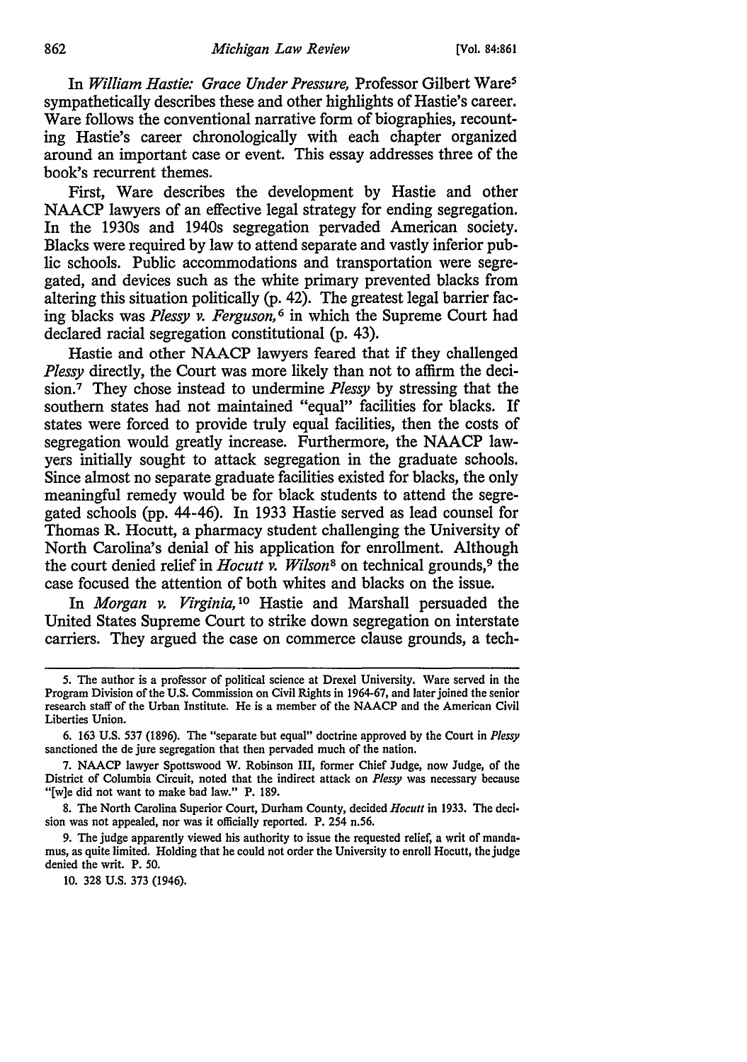In *William Hastie: Grace Under Pressure,* Professor Gilbert Ware[5] sympathetically describes these and other highlights of Hastie's career. Ware follows the conventional narrative form of biographies, recounting Hastie's career chronologically with each chapter organized around an important case or event. This essay addresses three of the book's recurrent themes.

First, Ware describes the development by Hastie and other NAACP lawyers of an effective legal strategy for ending segregation. In the 1930s and 1940s segregation pervaded American society. Blacks were required by law to attend separate and vastly inferior public schools. Public accommodations and transportation were segregated, and devices such as the white primary prevented blacks from altering this situation politically (p. 42). The greatest legal barrier facing blacks was *Plessy v. Ferguson,*[6] in which the Supreme Court had declared racial segregation constitutional (p. 43).

Hastie and other NAACP lawyers feared that if they challenged *Plessy* directly, the Court was more likely than not to affirm the decision.[7] They chose instead to undermine *Plessy* by stressing that the southern states had not maintained "equal" facilities for blacks. If states were forced to provide truly equal facilities, then the costs of segregation would greatly increase. Furthermore, the NAACP lawyers initially sought to attack segregation in the graduate schools. Since almost no separate graduate facilities existed for blacks, the only meaningful remedy would be for black students to attend the segregated schools (pp. 44-46). In 1933 Hastie served as lead counsel for Thomas R. Hocutt, a pharmacy student challenging the University of North Carolina's denial of his application for enrollment. Although the court denied relief in *Hocutt v. Wilson*[8] on technical grounds,[9] the case focused the attention of both whites and blacks on the issue.

In *Morgan v. Virginia,*[10] Hastie and Marshall persuaded the United States Supreme Court to strike down segregation on interstate carriers. They argued the case on commerce clause grounds, a tech-

---

5. The author is a professor of political science at Drexel University. Ware served in the Program Division of the U.S. Commission on Civil Rights in 1964-67, and later joined the senior research staff of the Urban Institute. He is a member of the NAACP and the American Civil Liberties Union.

6. 163 U.S. 537 (1896). The "separate but equal" doctrine approved by the Court in *Plessy* sanctioned the de jure segregation that then pervaded much of the nation.

7. NAACP lawyer Spottswood W. Robinson III, former Chief Judge, now Judge, of the District of Columbia Circuit, noted that the indirect attack on *Plessy* was necessary because "[w]e did not want to make bad law." P. 189.

8. The North Carolina Superior Court, Durham County, decided *Hocutt* in 1933. The decision was not appealed, nor was it officially reported. P. 254 n.56.

9. The judge apparently viewed his authority to issue the requested relief, a writ of mandamus, as quite limited. Holding that he could not order the University to enroll Hocutt, the judge denied the writ. P. 50.

10. 328 U.S. 373 (1946).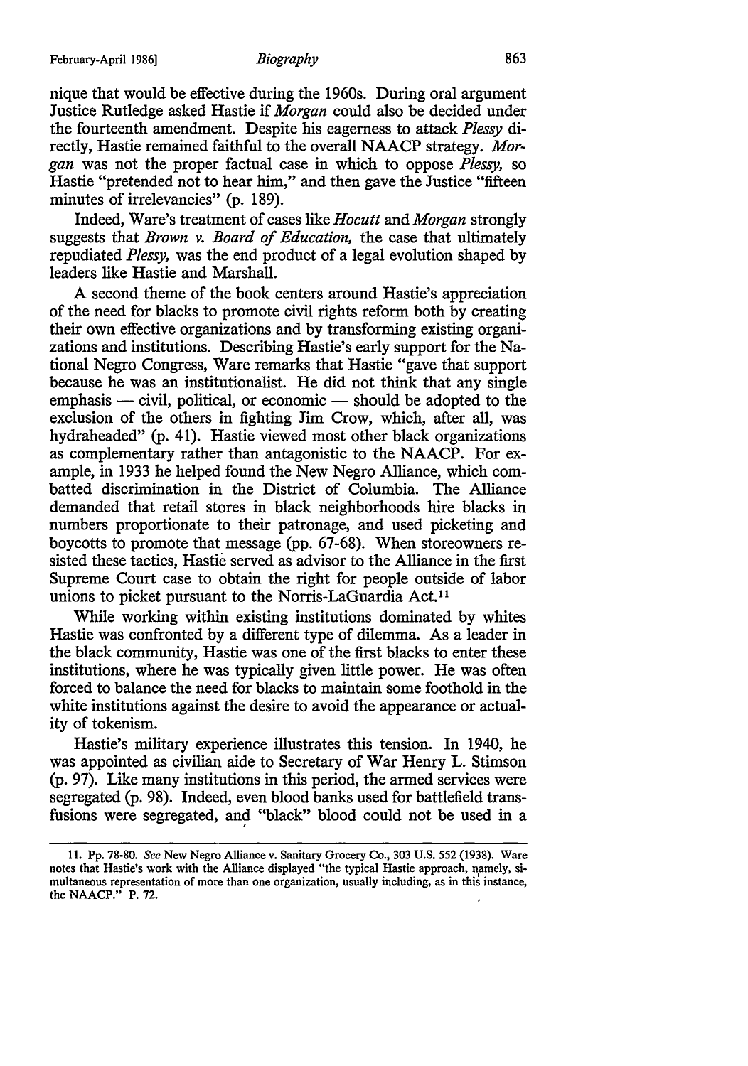nique that would be effective during the 1960s. During oral argument Justice Rutledge asked Hastie if *Morgan* could also be decided under the fourteenth amendment. Despite his eagerness to attack *Plessy* directly, Hastie remained faithful to the overall NAACP strategy. *Morgan* was not the proper factual case in which to oppose *Plessy*, so Hastie "pretended not to hear him," and then gave the Justice "fifteen minutes of irrelevancies" (p. 189).

Indeed, Ware's treatment of cases like *Hocutt* and *Morgan* strongly suggests that *Brown v. Board of Education*, the case that ultimately repudiated *Plessy*, was the end product of a legal evolution shaped by leaders like Hastie and Marshall.

A second theme of the book centers around Hastie's appreciation of the need for blacks to promote civil rights reform both by creating their own effective organizations and by transforming existing organizations and institutions. Describing Hastie's early support for the National Negro Congress, Ware remarks that Hastie "gave that support because he was an institutionalist. He did not think that any single emphasis — civil, political, or economic — should be adopted to the exclusion of the others in fighting Jim Crow, which, after all, was hydraheaded" (p. 41). Hastie viewed most other black organizations as complementary rather than antagonistic to the NAACP. For example, in 1933 he helped found the New Negro Alliance, which combatted discrimination in the District of Columbia. The Alliance demanded that retail stores in black neighborhoods hire blacks in numbers proportionate to their patronage, and used picketing and boycotts to promote that message (pp. 67-68). When storeowners resisted these tactics, Hastie served as advisor to the Alliance in the first Supreme Court case to obtain the right for people outside of labor unions to picket pursuant to the Norris-LaGuardia Act.[11]

While working within existing institutions dominated by whites Hastie was confronted by a different type of dilemma. As a leader in the black community, Hastie was one of the first blacks to enter these institutions, where he was typically given little power. He was often forced to balance the need for blacks to maintain some foothold in the white institutions against the desire to avoid the appearance or actuality of tokenism.

Hastie's military experience illustrates this tension. In 1940, he was appointed as civilian aide to Secretary of War Henry L. Stimson (p. 97). Like many institutions in this period, the armed services were segregated (p. 98). Indeed, even blood banks used for battlefield transfusions were segregated, and "black" blood could not be used in a

---

11. Pp. 78-80. *See* New Negro Alliance v. Sanitary Grocery Co., 303 U.S. 552 (1938). Ware notes that Hastie's work with the Alliance displayed "the typical Hastie approach, namely, simultaneous representation of more than one organization, usually including, as in this instance, the NAACP." P. 72.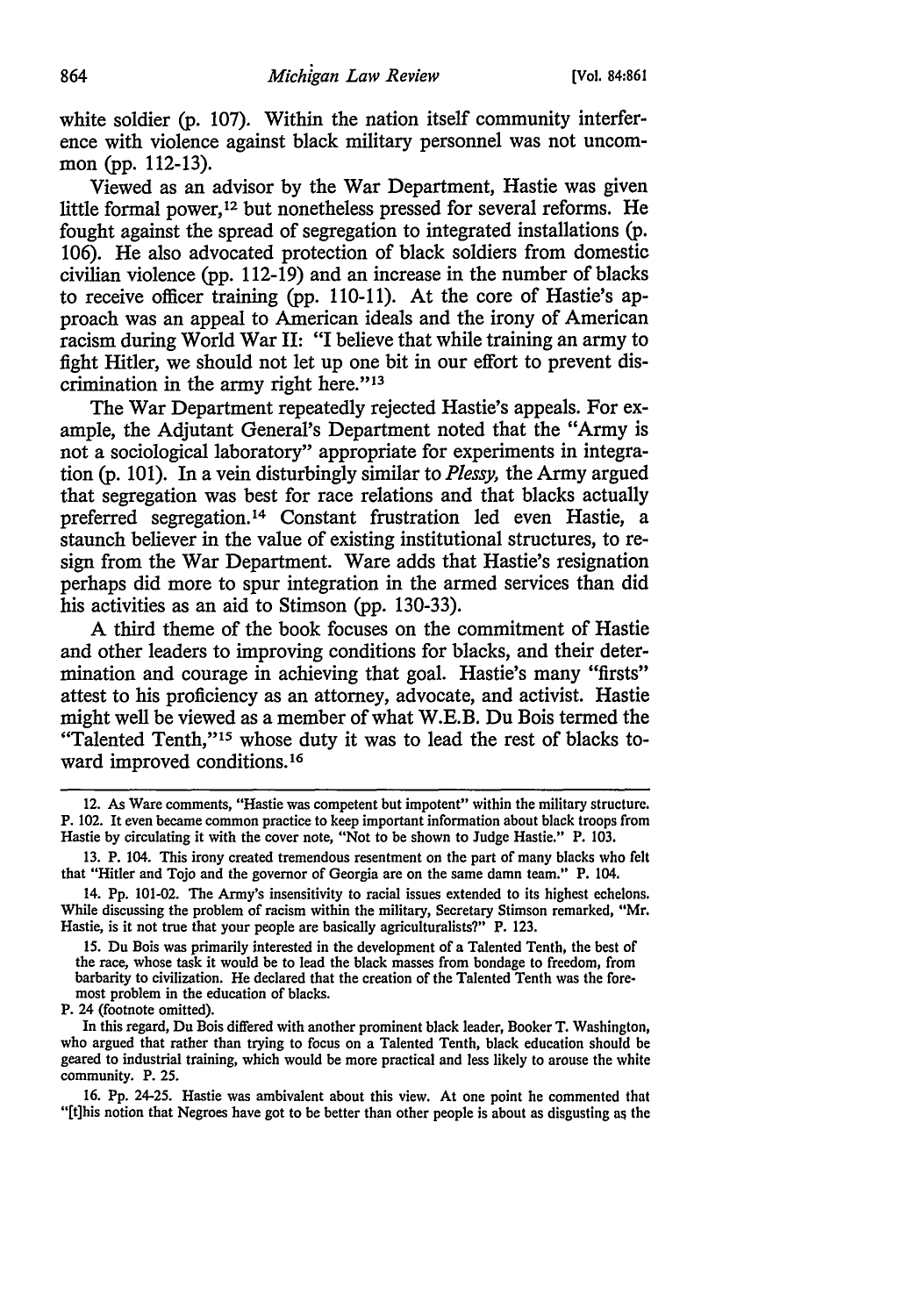white soldier (p. 107). Within the nation itself community interference with violence against black military personnel was not uncommon (pp. 112-13).

Viewed as an advisor by the War Department, Hastie was given little formal power,[12] but nonetheless pressed for several reforms. He fought against the spread of segregation to integrated installations (p. 106). He also advocated protection of black soldiers from domestic civilian violence (pp. 112-19) and an increase in the number of blacks to receive officer training (pp. 110-11). At the core of Hastie's approach was an appeal to American ideals and the irony of American racism during World War II: "I believe that while training an army to fight Hitler, we should not let up one bit in our effort to prevent discrimination in the army right here."[13]

The War Department repeatedly rejected Hastie's appeals. For example, the Adjutant General's Department noted that the "Army is not a sociological laboratory" appropriate for experiments in integration (p. 101). In a vein disturbingly similar to *Plessy*, the Army argued that segregation was best for race relations and that blacks actually preferred segregation.[14] Constant frustration led even Hastie, a staunch believer in the value of existing institutional structures, to resign from the War Department. Ware adds that Hastie's resignation perhaps did more to spur integration in the armed services than did his activities as an aid to Stimson (pp. 130-33).

A third theme of the book focuses on the commitment of Hastie and other leaders to improving conditions for blacks, and their determination and courage in achieving that goal. Hastie's many "firsts" attest to his proficiency as an attorney, advocate, and activist. Hastie might well be viewed as a member of what W.E.B. Du Bois termed the "Talented Tenth,"[15] whose duty it was to lead the rest of blacks toward improved conditions.[16]

---

12. As Ware comments, "Hastie was competent but impotent" within the military structure. P. 102. It even became common practice to keep important information about black troops from Hastie by circulating it with the cover note, "Not to be shown to Judge Hastie." P. 103.

13. P. 104. This irony created tremendous resentment on the part of many blacks who felt that "Hitler and Tojo and the governor of Georgia are on the same damn team." P. 104.

14. Pp. 101-02. The Army's insensitivity to racial issues extended to its highest echelons. While discussing the problem of racism within the military, Secretary Stimson remarked, "Mr. Hastie, is it not true that your people are basically agriculturalists?" P. 123.

15. Du Bois was primarily interested in the development of a Talented Tenth, the best of the race, whose task it would be to lead the black masses from bondage to freedom, from barbarity to civilization. He declared that the creation of the Talented Tenth was the foremost problem in the education of blacks.

P. 24 (footnote omitted).

In this regard, Du Bois differed with another prominent black leader, Booker T. Washington, who argued that rather than trying to focus on a Talented Tenth, black education should be geared to industrial training, which would be more practical and less likely to arouse the white community. P. 25.

16. Pp. 24-25. Hastie was ambivalent about this view. At one point he commented that "[t]his notion that Negroes have got to be better than other people is about as disgusting as the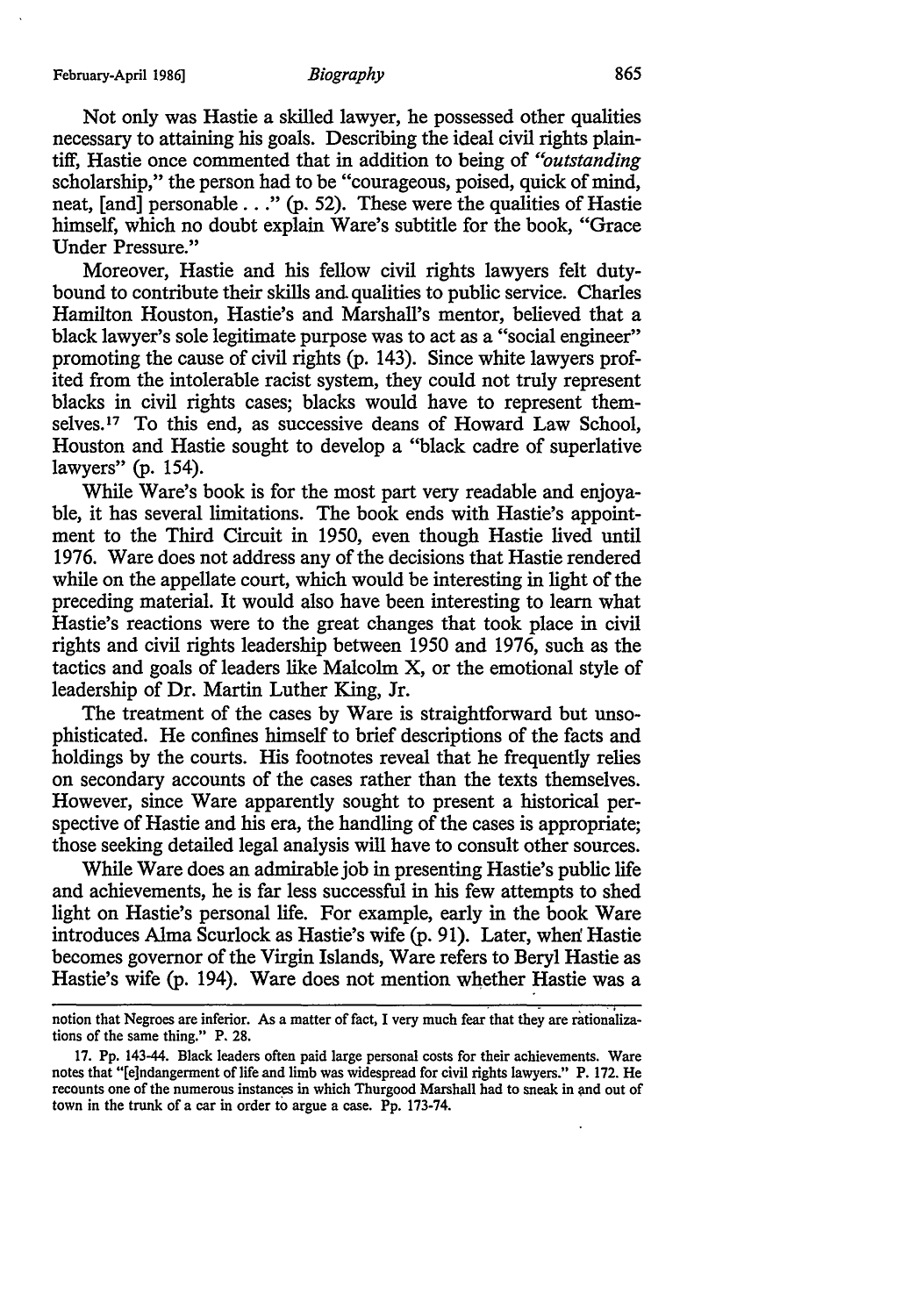Not only was Hastie a skilled lawyer, he possessed other qualities necessary to attaining his goals. Describing the ideal civil rights plaintiff, Hastie once commented that in addition to being of *"outstanding* scholarship," the person had to be "courageous, poised, quick of mind, neat, [and] personable . . ." (p. 52). These were the qualities of Hastie himself, which no doubt explain Ware's subtitle for the book, "Grace Under Pressure."

Moreover, Hastie and his fellow civil rights lawyers felt duty-bound to contribute their skills and qualities to public service. Charles Hamilton Houston, Hastie's and Marshall's mentor, believed that a black lawyer's sole legitimate purpose was to act as a "social engineer" promoting the cause of civil rights (p. 143). Since white lawyers profited from the intolerable racist system, they could not truly represent blacks in civil rights cases; blacks would have to represent themselves.[17] To this end, as successive deans of Howard Law School, Houston and Hastie sought to develop a "black cadre of superlative lawyers" (p. 154).

While Ware's book is for the most part very readable and enjoyable, it has several limitations. The book ends with Hastie's appointment to the Third Circuit in 1950, even though Hastie lived until 1976. Ware does not address any of the decisions that Hastie rendered while on the appellate court, which would be interesting in light of the preceding material. It would also have been interesting to learn what Hastie's reactions were to the great changes that took place in civil rights and civil rights leadership between 1950 and 1976, such as the tactics and goals of leaders like Malcolm X, or the emotional style of leadership of Dr. Martin Luther King, Jr.

The treatment of the cases by Ware is straightforward but unsophisticated. He confines himself to brief descriptions of the facts and holdings by the courts. His footnotes reveal that he frequently relies on secondary accounts of the cases rather than the texts themselves. However, since Ware apparently sought to present a historical perspective of Hastie and his era, the handling of the cases is appropriate; those seeking detailed legal analysis will have to consult other sources.

While Ware does an admirable job in presenting Hastie's public life and achievements, he is far less successful in his few attempts to shed light on Hastie's personal life. For example, early in the book Ware introduces Alma Scurlock as Hastie's wife (p. 91). Later, when Hastie becomes governor of the Virgin Islands, Ware refers to Beryl Hastie as Hastie's wife (p. 194). Ware does not mention whether Hastie was a

---

notion that Negroes are inferior. As a matter of fact, I very much fear that they are rationalizations of the same thing." P. 28.

17. Pp. 143-44. Black leaders often paid large personal costs for their achievements. Ware notes that "[e]ndangerment of life and limb was widespread for civil rights lawyers." P. 172. He recounts one of the numerous instances in which Thurgood Marshall had to sneak in and out of town in the trunk of a car in order to argue a case. Pp. 173-74.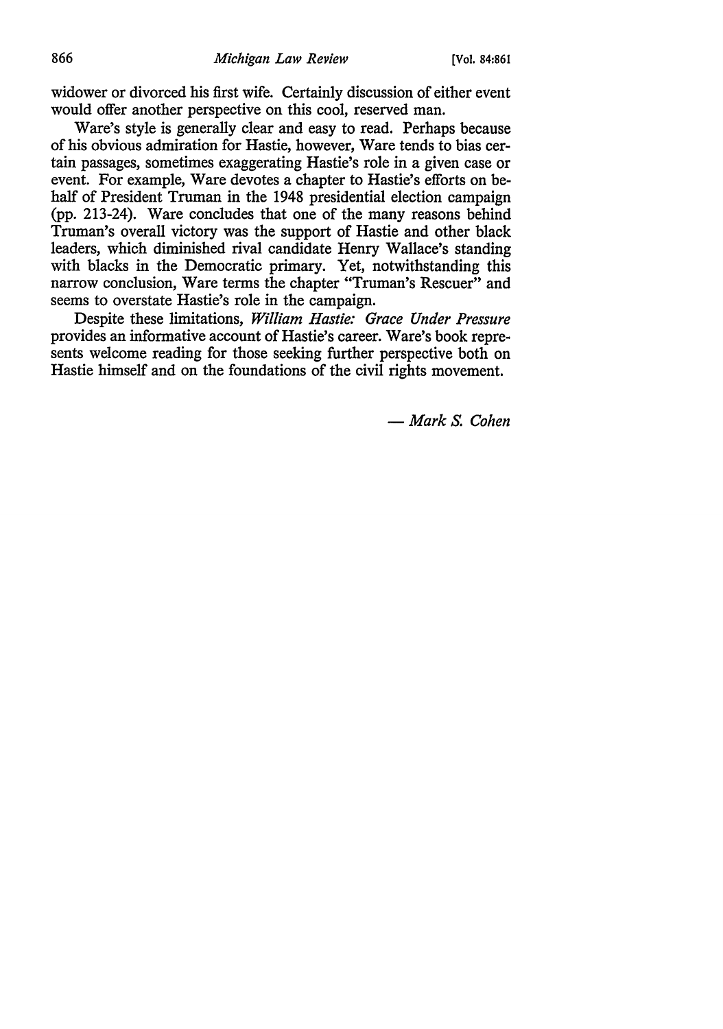widower or divorced his first wife. Certainly discussion of either event would offer another perspective on this cool, reserved man.

Ware's style is generally clear and easy to read. Perhaps because of his obvious admiration for Hastie, however, Ware tends to bias certain passages, sometimes exaggerating Hastie's role in a given case or event. For example, Ware devotes a chapter to Hastie's efforts on behalf of President Truman in the 1948 presidential election campaign (pp. 213-24). Ware concludes that one of the many reasons behind Truman's overall victory was the support of Hastie and other black leaders, which diminished rival candidate Henry Wallace's standing with blacks in the Democratic primary. Yet, notwithstanding this narrow conclusion, Ware terms the chapter "Truman's Rescuer" and seems to overstate Hastie's role in the campaign.

Despite these limitations, *William Hastie: Grace Under Pressure* provides an informative account of Hastie's career. Ware's book represents welcome reading for those seeking further perspective both on Hastie himself and on the foundations of the civil rights movement.

— *Mark S. Cohen*